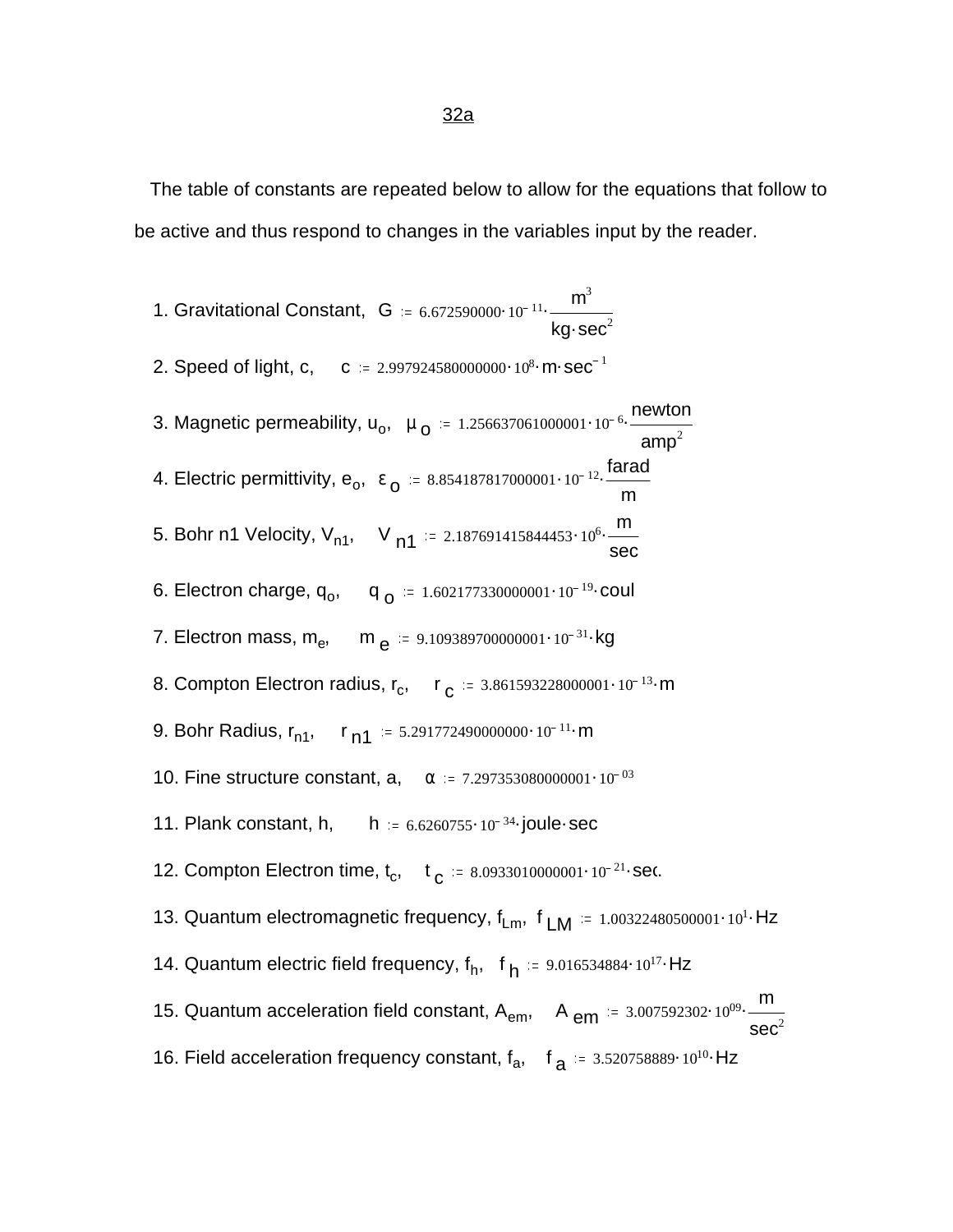32a

The table of constants are repeated below to allow for the equations that follow to be active and thus respond to changes in the variables input by the reader.

1. Gravitational Constant, $G := 6.672590000 \cdot 10^{-11} \cdot \frac{m^3}{kg \cdot sec^2}$

2. Speed of light, c, $c := 2.997924580000000 \cdot 10^{8} \cdot m \cdot sec^{-1}$

3. Magnetic permeability, $u_o$, $\mu_o := 1.256637061000001 \cdot 10^{-6} \cdot \frac{newton}{amp^2}$

4. Electric permittivity, $e_o$, $\varepsilon_o := 8.854187817000001 \cdot 10^{-12} \cdot \frac{farad}{m}$

5. Bohr n1 Velocity, $V_{n1}$, $V_{n1} := 2.187691415844453 \cdot 10^{6} \cdot \frac{m}{sec}$

6. Electron charge, $q_o$, $q_o := 1.602177330000001 \cdot 10^{-19} \cdot coul$

7. Electron mass, $m_e$, $m_e := 9.109389700000001 \cdot 10^{-31} \cdot kg$

8. Compton Electron radius, $r_c$, $r_c := 3.861593228000001 \cdot 10^{-13} \cdot m$

9. Bohr Radius, $r_{n1}$, $r_{n1} := 5.291772490000000 \cdot 10^{-11} \cdot m$

10. Fine structure constant, a, $\alpha := 7.297353080000001 \cdot 10^{-03}$

11. Plank constant, h, $h := 6.6260755 \cdot 10^{-34} \cdot joule \cdot sec$

12. Compton Electron time, $t_c$, $t_c := 8.0933010000001 \cdot 10^{-21} \cdot sec$

13. Quantum electromagnetic frequency, $f_{Lm}$, $f_{LM} := 1.00322480500001 \cdot 10^{1} \cdot Hz$

14. Quantum electric field frequency, $f_h$, $f_h := 9.016534884 \cdot 10^{17} \cdot Hz$

15. Quantum acceleration field constant, $A_{em}$, $A_{em} := 3.007592302 \cdot 10^{09} \cdot \frac{m}{sec^2}$

16. Field acceleration frequency constant, $f_a$, $f_a := 3.520758889 \cdot 10^{10} \cdot Hz$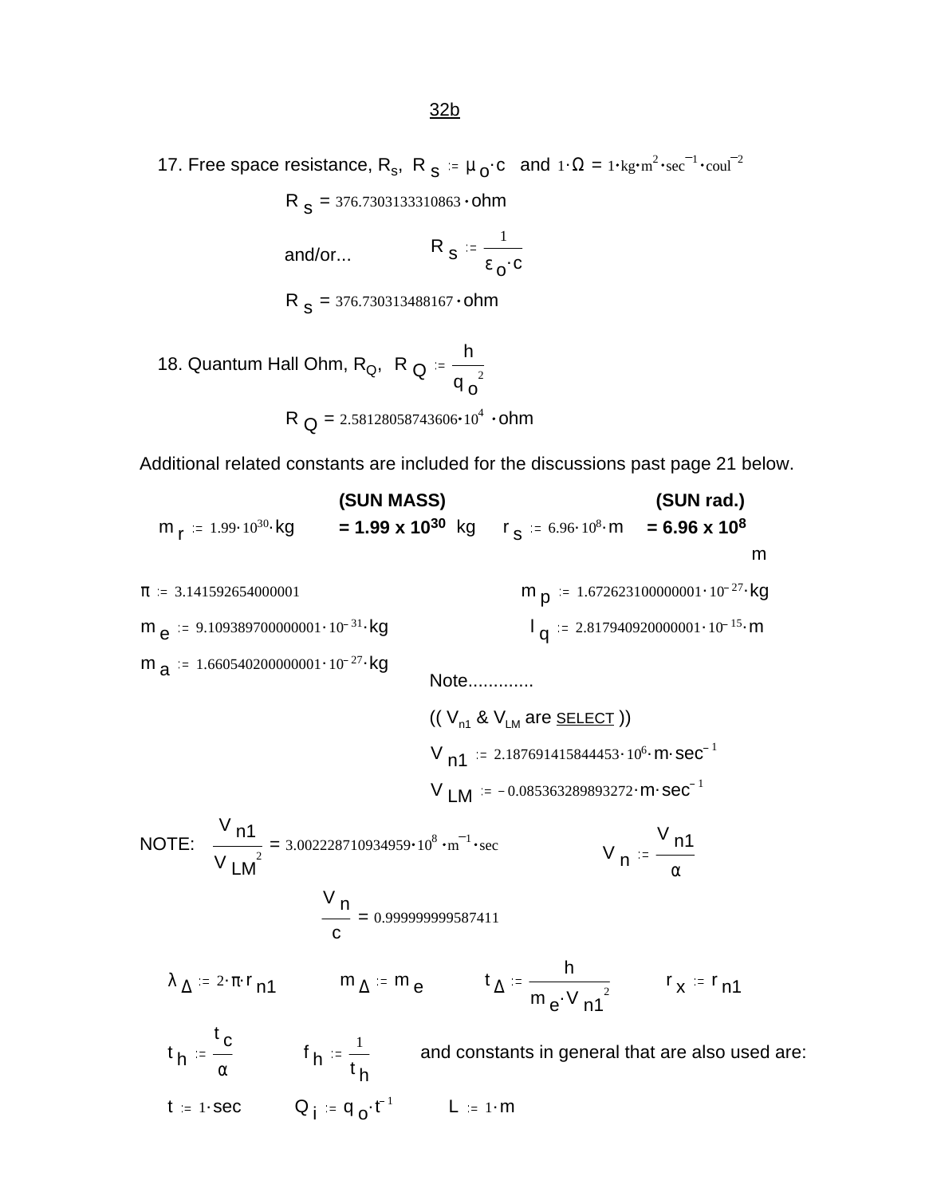32b

17. Free space resistance, $R_s$, $R_s := \mu_o \cdot c$ and $1 \cdot \Omega = 1 \cdot kg \cdot m^2 \cdot sec^{-1} \cdot coul^{-2}$

$R_s = 376.7303133310863 \cdot ohm$

and/or... $R_s := \frac{1}{\varepsilon_o \cdot c}$

$R_s = 376.730313488167 \cdot ohm$

18. Quantum Hall Ohm, $R_Q$, $R_Q := \frac{h}{{q_o}^2}$

$R_Q = 2.58128058743606 \cdot 10^4 \cdot ohm$

Additional related constants are included for the discussions past page 21 below.

**(SUN MASS)** **(SUN rad.)**

$m_r := 1.99 \cdot 10^{30} \cdot kg$ **= 1.99 x 10$^{30}$** kg $r_s := 6.96 \cdot 10^8 \cdot m$ **= 6.96 x 10$^8$** m

$\pi := 3.141592654000001$ $m_p := 1.672623100000001 \cdot 10^{-27} \cdot kg$

$m_e := 9.109389700000001 \cdot 10^{-31} \cdot kg$ $l_q := 2.817940920000001 \cdot 10^{-15} \cdot m$

$m_a := 1.660540200000001 \cdot 10^{-27} \cdot kg$

Note.............

(( $V_{n1}$ & $V_{LM}$ are SELECT ))

$V_{n1} := 2.187691415844453 \cdot 10^6 \cdot m \cdot sec^{-1}$

$V_{LM} := -0.085363289893272 \cdot m \cdot sec^{-1}$

NOTE: $\frac{V_{n1}}{{V_{LM}}^2} = 3.002228710934959 \cdot 10^8 \cdot m^{-1} \cdot sec$ $V_n := \frac{V_{n1}}{\alpha}$

$\frac{V_n}{c} = 0.999999999587411$

$\lambda_\Delta := 2 \cdot \pi \cdot r_{n1}$ $m_\Delta := m_e$ $t_\Delta := \frac{h}{m_e \cdot {V_{n1}}^2}$ $r_x := r_{n1}$

$t_h := \frac{t_c}{\alpha}$ $f_h := \frac{1}{t_h}$ and constants in general that are also used are:

$t := 1 \cdot sec$ $Q_i := q_o \cdot t^{-1}$ $L := 1 \cdot m$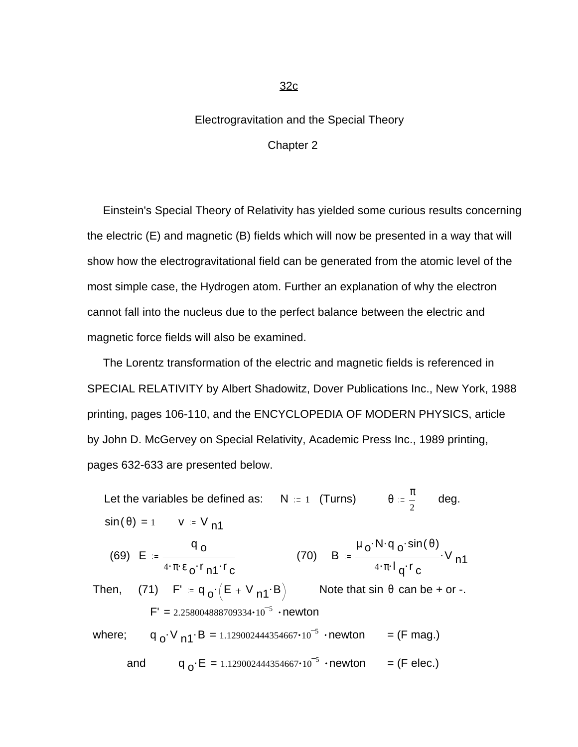32c

## Electrogravitation and the Special Theory

### Chapter 2

Einstein's Special Theory of Relativity has yielded some curious results concerning the electric (E) and magnetic (B) fields which will now be presented in a way that will show how the electrogravitational field can be generated from the atomic level of the most simple case, the Hydrogen atom. Further an explanation of why the electron cannot fall into the nucleus due to the perfect balance between the electric and magnetic force fields will also be examined.

The Lorentz transformation of the electric and magnetic fields is referenced in SPECIAL RELATIVITY by Albert Shadowitz, Dover Publications Inc., New York, 1988 printing, pages 106-110, and the ENCYCLOPEDIA OF MODERN PHYSICS, article by John D. McGervey on Special Relativity, Academic Press Inc., 1989 printing, pages 632-633 are presented below.

Let the variables be defined as: $N := 1$ (Turns) $\theta := \frac{\pi}{2}$ deg.

$\sin(\theta) = 1$ $v := V_{n1}$

(69) $E := \dfrac{q_o}{4 \cdot \pi \cdot \varepsilon_o \cdot r_{n1} \cdot r_c}$ (70) $B := \dfrac{\mu_o \cdot N \cdot q_o \cdot \sin(\theta)}{4 \cdot \pi \cdot l_q \cdot r_c} \cdot V_{n1}$

Then, (71) $F' := q_o \cdot \left(E + V_{n1} \cdot B\right)$ Note that sin θ can be + or -.

$F' = 2.258004888709334 \cdot 10^{-5} \cdot \text{newton}$

where; $q_o \cdot V_{n1} \cdot B = 1.129002444354667 \cdot 10^{-5} \cdot \text{newton}$ = (F mag.)

and $q_o \cdot E = 1.129002444354667 \cdot 10^{-5} \cdot \text{newton}$ = (F elec.)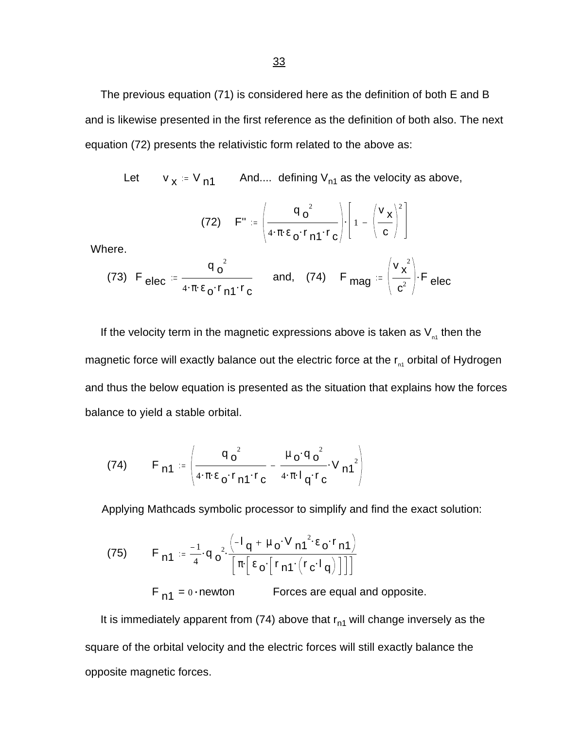The previous equation (71) is considered here as the definition of both E and B and is likewise presented in the first reference as the definition of both also. The next equation (72) presents the relativistic form related to the above as:

Let $v_x := V_{n1}$ And.... defining $V_{n1}$ as the velocity as above,

$$(72) \quad F'' := \left( \frac{q_o^2}{4 \cdot \pi \cdot \varepsilon_o \cdot r_{n1} \cdot r_c} \right) \cdot \left[ 1 - \left( \frac{v_x}{c} \right)^2 \right]$$

Where.

$$(73) \quad F_{elec} := \frac{q_o^2}{4 \cdot \pi \cdot \varepsilon_o \cdot r_{n1} \cdot r_c} \quad \text{and,} \quad (74) \quad F_{mag} := \left( \frac{v_x^2}{c^2} \right) \cdot F_{elec}$$

If the velocity term in the magnetic expressions above is taken as $V_{n1}$ then the magnetic force will exactly balance out the electric force at the $r_{n1}$ orbital of Hydrogen and thus the below equation is presented as the situation that explains how the forces balance to yield a stable orbital.

$$(74) \quad F_{n1} := \left( \frac{q_o^2}{4 \cdot \pi \cdot \varepsilon_o \cdot r_{n1} \cdot r_c} - \frac{\mu_o \cdot q_o^2}{4 \cdot \pi \cdot l_q \cdot r_c} \cdot V_{n1}^2 \right)$$

Applying Mathcads symbolic processor to simplify and find the exact solution:

$$(75) \quad F_{n1} := \frac{-1}{4} \cdot q_o^2 \cdot \frac{\left( -l_q + \mu_o \cdot V_{n1}^2 \cdot \varepsilon_o \cdot r_{n1} \right)}{\left[ \pi \cdot \left[ \varepsilon_o \cdot \left[ r_{n1} \cdot \left( r_c \cdot l_q \right) \right] \right] \right]}$$

$F_{n1} = 0 \cdot \text{newton}$ Forces are equal and opposite.

It is immediately apparent from (74) above that $r_{n1}$ will change inversely as the square of the orbital velocity and the electric forces will still exactly balance the opposite magnetic forces.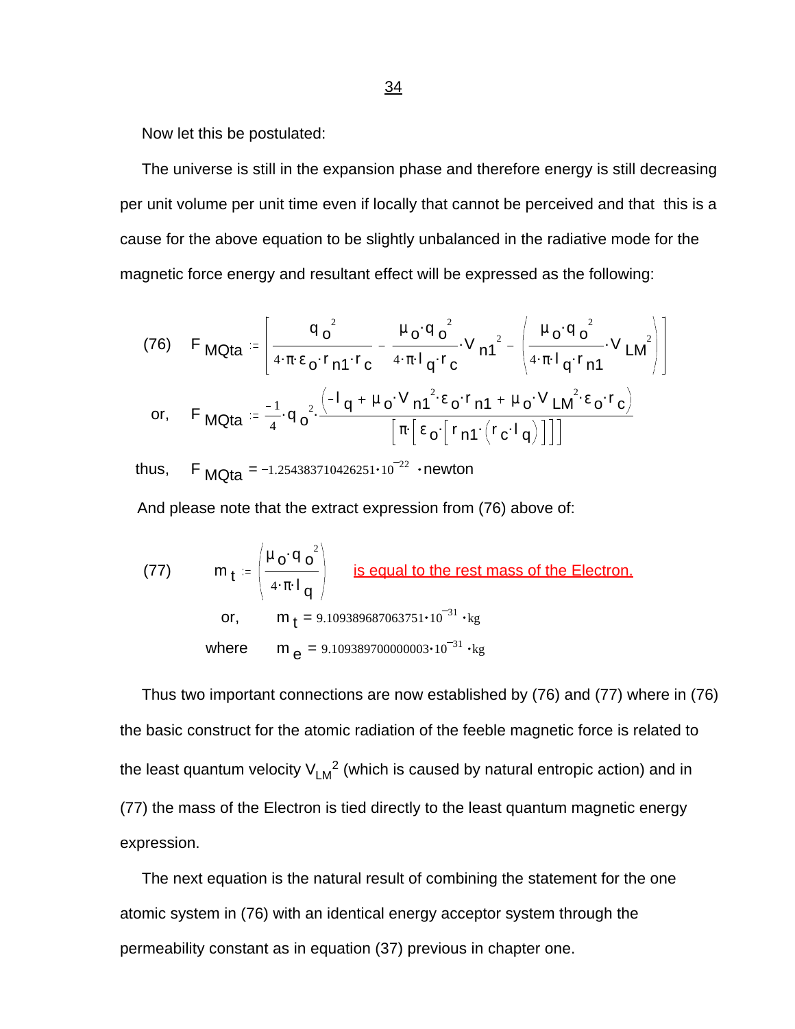Now let this be postulated:

The universe is still in the expansion phase and therefore energy is still decreasing per unit volume per unit time even if locally that cannot be perceived and that this is a cause for the above equation to be slightly unbalanced in the radiative mode for the magnetic force energy and resultant effect will be expressed as the following:

$$(76) \quad F_{MQta} := \left[ \frac{q_o^2}{4\cdot\pi\cdot\varepsilon_o\cdot r_{n1}\cdot r_c} - \frac{\mu_o\cdot q_o^2}{4\cdot\pi\cdot l_q\cdot r_c}\cdot V_{n1}^2 - \left( \frac{\mu_o\cdot q_o^2}{4\cdot\pi\cdot l_q\cdot r_{n1}}\cdot V_{LM}^2 \right) \right]$$

$$\text{or,} \quad F_{MQta} := \frac{-1}{4}\cdot q_o^2\cdot \frac{\left(-l_q + \mu_o\cdot V_{n1}^2\cdot\varepsilon_o\cdot r_{n1} + \mu_o\cdot V_{LM}^2\cdot\varepsilon_o\cdot r_c\right)}{\left[\pi\cdot\left[\varepsilon_o\cdot\left[r_{n1}\cdot\left(r_c\cdot l_q\right)\right]\right]\right]}$$

$$\text{thus,} \quad F_{MQta} = -1.254383710426251\cdot 10^{-22}\cdot\text{newton}$$

And please note that the extract expression from (76) above of:

$$(77) \quad m_t := \left( \frac{\mu_o\cdot q_o^2}{4\cdot\pi\cdot l_q} \right) \quad \text{is equal to the rest mass of the Electron.}$$

$$\text{or,} \quad m_t = 9.109389687063751\cdot 10^{-31}\cdot\text{kg}$$

$$\text{where} \quad m_e = 9.109389700000003\cdot 10^{-31}\cdot\text{kg}$$

Thus two important connections are now established by (76) and (77) where in (76) the basic construct for the atomic radiation of the feeble magnetic force is related to the least quantum velocity $V_{LM}^2$ (which is caused by natural entropic action) and in (77) the mass of the Electron is tied directly to the least quantum magnetic energy expression.

The next equation is the natural result of combining the statement for the one atomic system in (76) with an identical energy acceptor system through the permeability constant as in equation (37) previous in chapter one.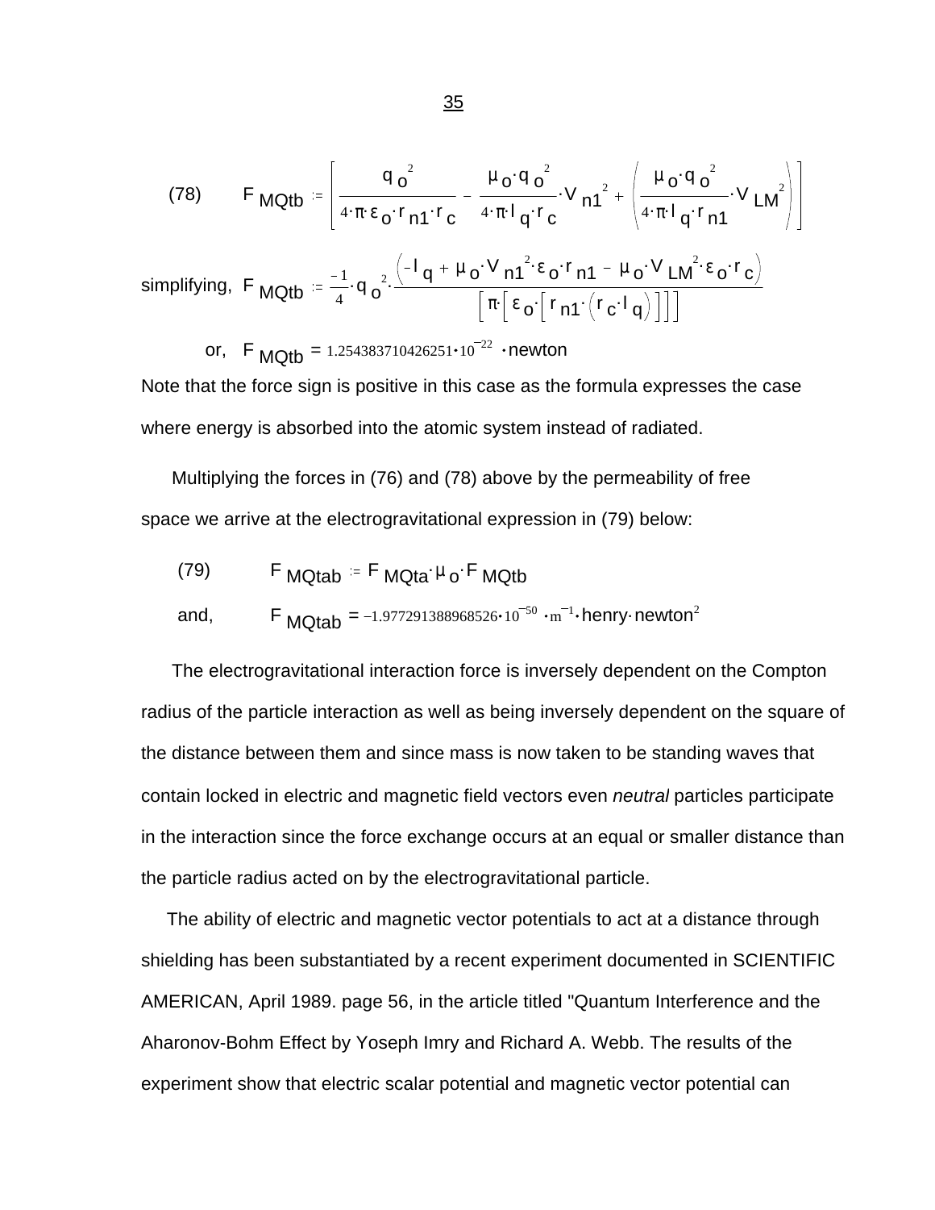(78) $$F_{MQtb} := \left[ \frac{q_o^2}{4 \cdot \pi \cdot \varepsilon_o \cdot r_{n1} \cdot r_c} - \frac{\mu_o \cdot q_o^2}{4 \cdot \pi \cdot l_q \cdot r_c} \cdot V_{n1}^2 + \left( \frac{\mu_o \cdot q_o^2}{4 \cdot \pi \cdot l_q \cdot r_{n1}} \cdot V_{LM}^2 \right) \right]$$

simplifying, $$F_{MQtb} := \frac{-1}{4} \cdot q_o^2 \cdot \frac{\left( -l_q + \mu_o \cdot V_{n1}^2 \cdot \varepsilon_o \cdot r_{n1} - \mu_o \cdot V_{LM}^2 \cdot \varepsilon_o \cdot r_c \right)}{\left[ \pi \cdot \left[ \varepsilon_o \cdot \left[ r_{n1} \cdot \left( r_c \cdot l_q \right) \right] \right] \right]}$$

or, $F_{MQtb} = 1.254383710426251 \cdot 10^{-22} \cdot \text{newton}$

Note that the force sign is positive in this case as the formula expresses the case where energy is absorbed into the atomic system instead of radiated.

Multiplying the forces in (76) and (78) above by the permeability of free space we arrive at the electrogravitational expression in (79) below:

(79) $$F_{MQtab} := F_{MQta} \cdot \mu_o \cdot F_{MQtb}$$

and, $F_{MQtab} = -1.977291388968526 \cdot 10^{-50} \cdot \text{m}^{-1} \cdot \text{henry} \cdot \text{newton}^2$

The electrogravitational interaction force is inversely dependent on the Compton radius of the particle interaction as well as being inversely dependent on the square of the distance between them and since mass is now taken to be standing waves that contain locked in electric and magnetic field vectors even *neutral* particles participate in the interaction since the force exchange occurs at an equal or smaller distance than the particle radius acted on by the electrogravitational particle.

The ability of electric and magnetic vector potentials to act at a distance through shielding has been substantiated by a recent experiment documented in SCIENTIFIC AMERICAN, April 1989. page 56, in the article titled "Quantum Interference and the Aharonov-Bohm Effect by Yoseph Imry and Richard A. Webb. The results of the experiment show that electric scalar potential and magnetic vector potential can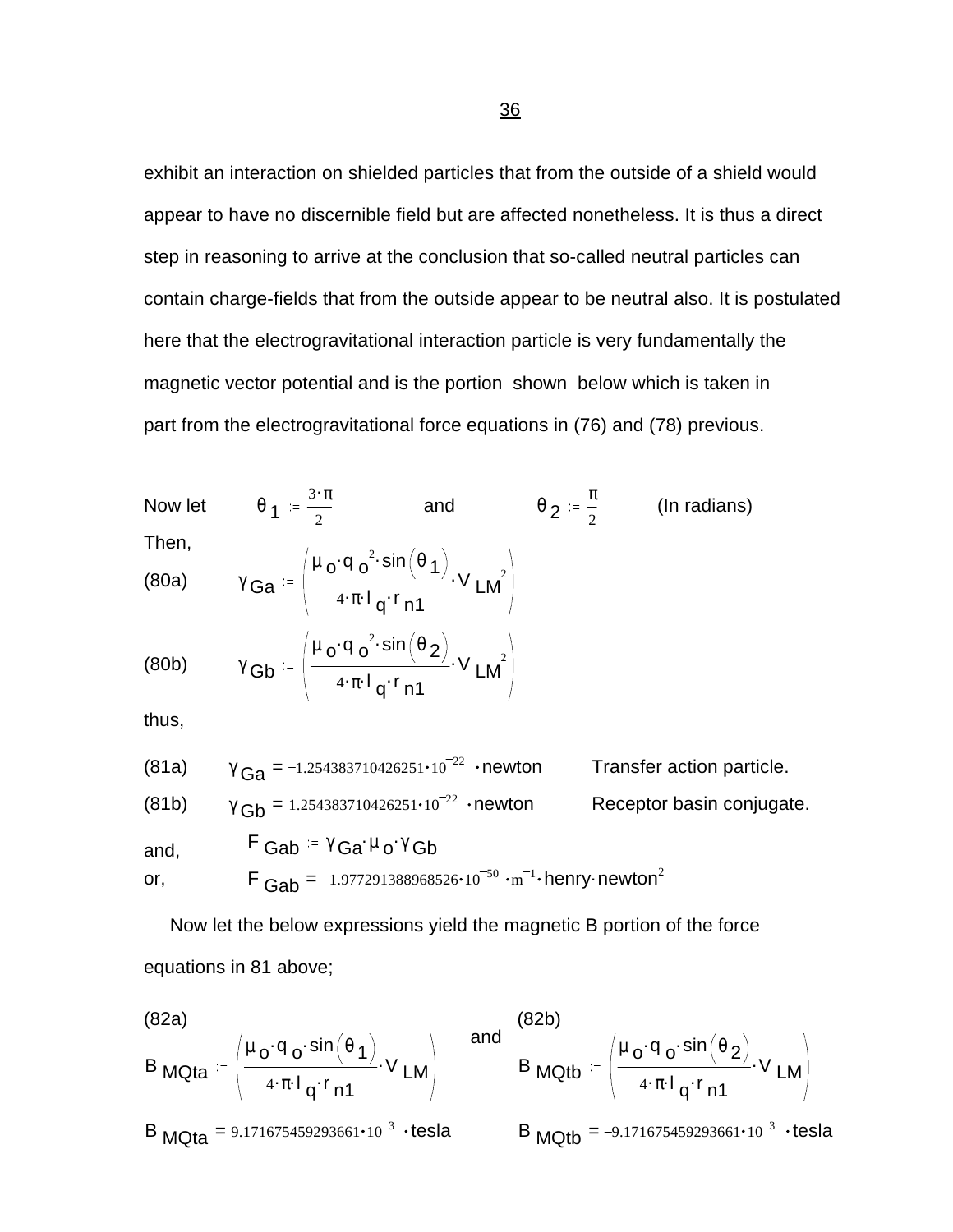exhibit an interaction on shielded particles that from the outside of a shield would appear to have no discernible field but are affected nonetheless. It is thus a direct step in reasoning to arrive at the conclusion that so-called neutral particles can contain charge-fields that from the outside appear to be neutral also. It is postulated here that the electrogravitational interaction particle is very fundamentally the magnetic vector potential and is the portion shown below which is taken in part from the electrogravitational force equations in (76) and (78) previous.

Now let $\theta_1 := \frac{3\cdot\pi}{2}$ and $\theta_2 := \frac{\pi}{2}$ (In radians)

Then,

(80a) $$\gamma_{Ga} := \left(\frac{\mu_o \cdot q_o^2 \cdot \sin(\theta_1)}{4\cdot\pi\cdot l_q \cdot r_{n1}} \cdot V_{LM}^2\right)$$

(80b) $$\gamma_{Gb} := \left(\frac{\mu_o \cdot q_o^2 \cdot \sin(\theta_2)}{4\cdot\pi\cdot l_q \cdot r_{n1}} \cdot V_{LM}^2\right)$$

thus,

(81a) $\gamma_{Ga} = -1.254383710426251 \cdot 10^{-22} \cdot \text{newton}$ Transfer action particle.

(81b) $\gamma_{Gb} = 1.254383710426251 \cdot 10^{-22} \cdot \text{newton}$ Receptor basin conjugate.

and, $F_{Gab} := \gamma_{Ga} \cdot \mu_o \cdot \gamma_{Gb}$

or, $F_{Gab} = -1.977291388968526 \cdot 10^{-50} \cdot \text{m}^{-1} \cdot \text{henry} \cdot \text{newton}^2$

Now let the below expressions yield the magnetic B portion of the force equations in 81 above;

(82a) $$B_{MQta} := \left(\frac{\mu_o \cdot q_o \cdot \sin(\theta_1)}{4\cdot\pi\cdot l_q \cdot r_{n1}} \cdot V_{LM}\right)$$

and

(82b) $$B_{MQtb} := \left(\frac{\mu_o \cdot q_o \cdot \sin(\theta_2)}{4\cdot\pi\cdot l_q \cdot r_{n1}} \cdot V_{LM}\right)$$

$B_{MQta} = 9.171675459293661 \cdot 10^{-3} \cdot \text{tesla}$ $B_{MQtb} = -9.171675459293661 \cdot 10^{-3} \cdot \text{tesla}$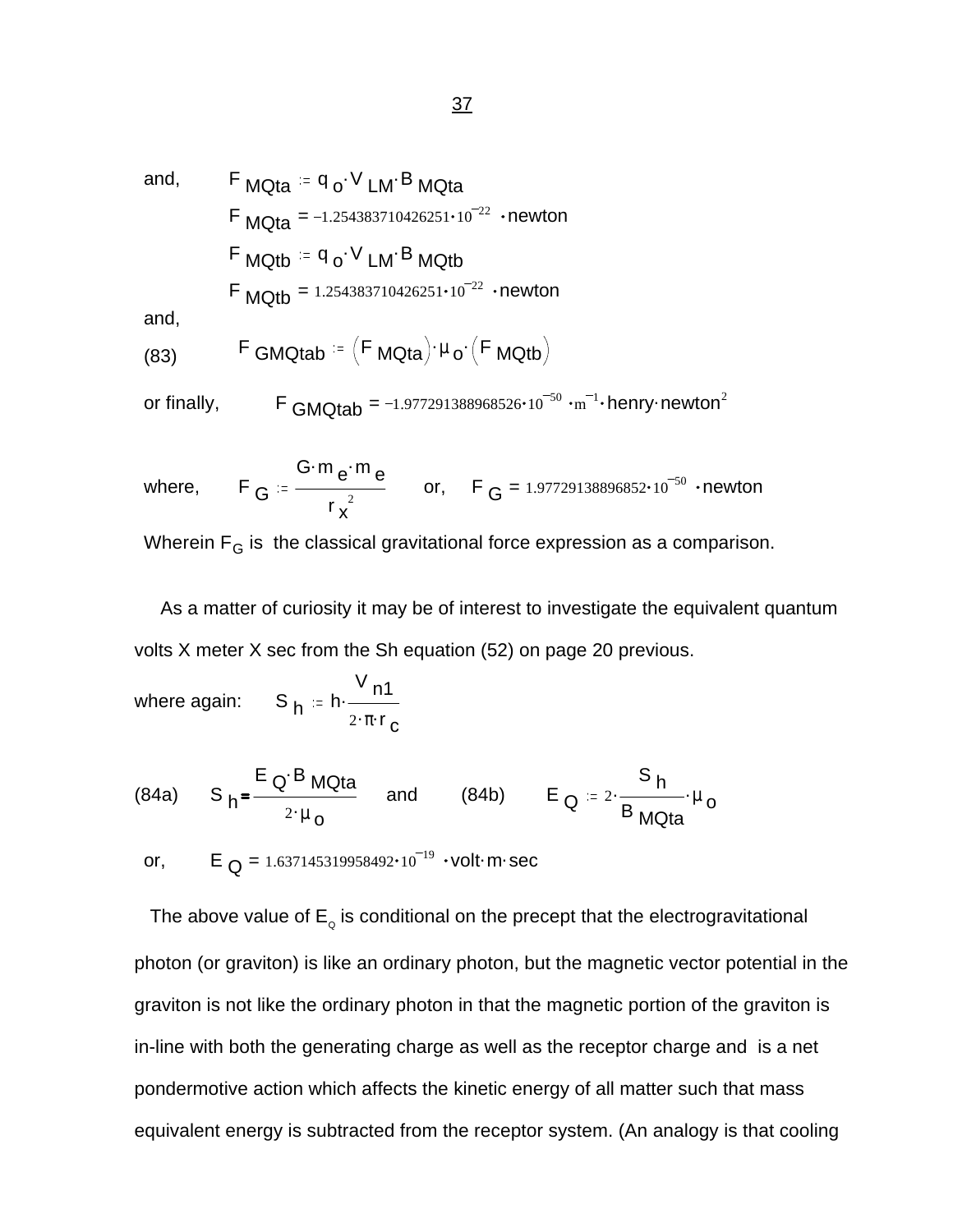and, $F_{MQta} := q_o \cdot V_{LM} \cdot B_{MQta}$

$F_{MQta} = -1.254383710426251 \cdot 10^{-22} \cdot \text{newton}$

$F_{MQtb} := q_o \cdot V_{LM} \cdot B_{MQtb}$

$F_{MQtb} = 1.254383710426251 \cdot 10^{-22} \cdot \text{newton}$

and,

(83) $F_{GMQtab} := (F_{MQta}) \cdot \mu_o \cdot (F_{MQtb})$

or finally, $F_{GMQtab} = -1.977291388968526 \cdot 10^{-50} \cdot \text{m}^{-1} \cdot \text{henry} \cdot \text{newton}^2$

where, $F_G := \dfrac{G \cdot m_e \cdot m_e}{r_x^{\,2}}$ or, $F_G = 1.97729138896852 \cdot 10^{-50} \cdot \text{newton}$

Wherein $F_G$ is the classical gravitational force expression as a comparison.

As a matter of curiosity it may be of interest to investigate the equivalent quantum volts X meter X sec from the Sh equation (52) on page 20 previous.

where again: $S_h := h \cdot \dfrac{V_{n1}}{2 \cdot \pi \cdot r_c}$

(84a) $S_h = \dfrac{E_Q \cdot B_{MQta}}{2 \cdot \mu_o}$ and (84b) $E_Q := 2 \cdot \dfrac{S_h}{B_{MQta}} \cdot \mu_o$

or, $E_Q = 1.637145319958492 \cdot 10^{-19} \cdot \text{volt} \cdot \text{m} \cdot \text{sec}$

The above value of $E_Q$ is conditional on the precept that the electrogravitational photon (or graviton) is like an ordinary photon, but the magnetic vector potential in the graviton is not like the ordinary photon in that the magnetic portion of the graviton is in-line with both the generating charge as well as the receptor charge and is a net pondermotive action which affects the kinetic energy of all matter such that mass equivalent energy is subtracted from the receptor system. (An analogy is that cooling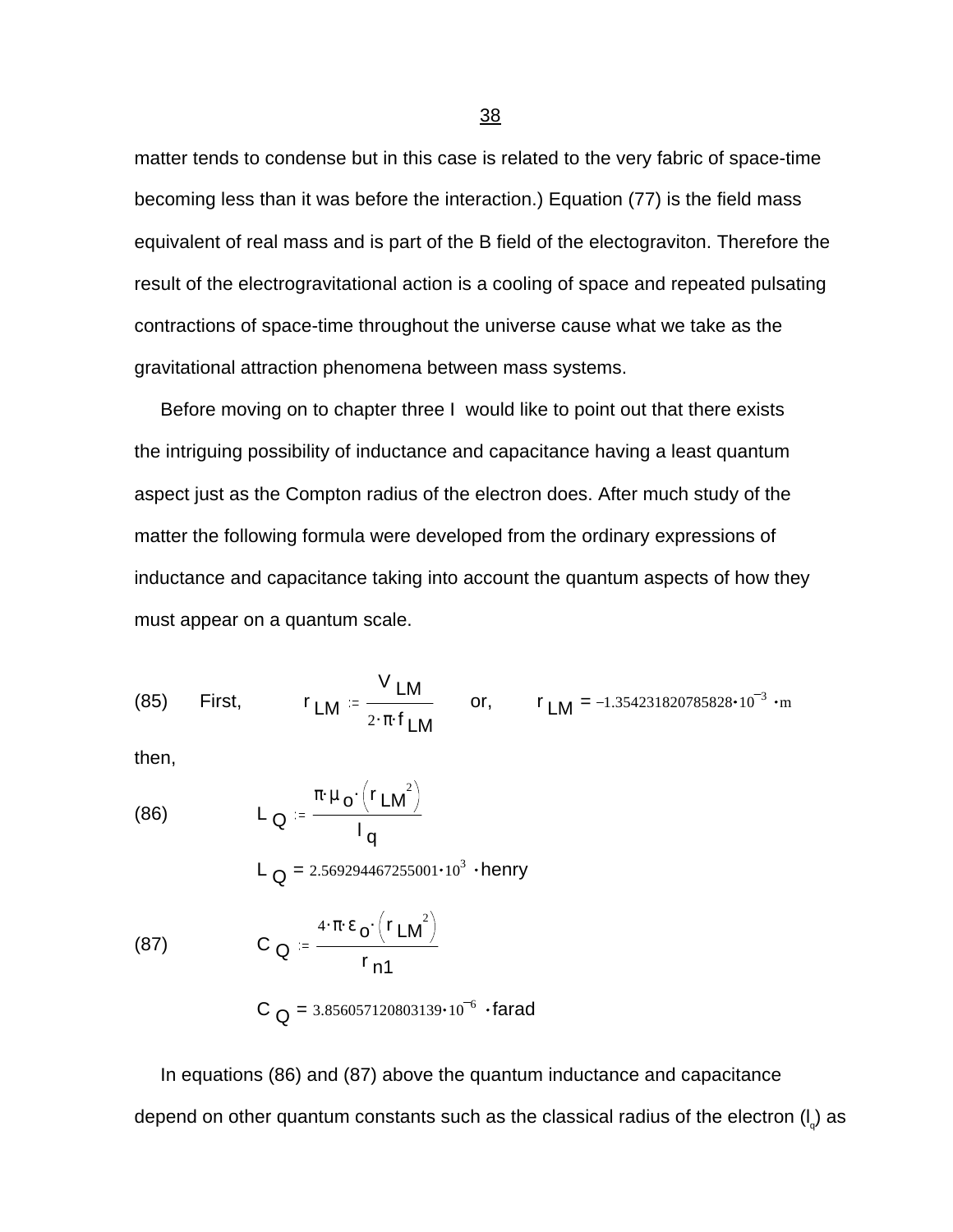matter tends to condense but in this case is related to the very fabric of space-time becoming less than it was before the interaction.) Equation (77) is the field mass equivalent of real mass and is part of the B field of the electograviton. Therefore the result of the electrogravitational action is a cooling of space and repeated pulsating contractions of space-time throughout the universe cause what we take as the gravitational attraction phenomena between mass systems.

Before moving on to chapter three I would like to point out that there exists the intriguing possibility of inductance and capacitance having a least quantum aspect just as the Compton radius of the electron does. After much study of the matter the following formula were developed from the ordinary expressions of inductance and capacitance taking into account the quantum aspects of how they must appear on a quantum scale.

(85) First, $$r_{LM} := \frac{V_{LM}}{2 \cdot \pi \cdot f_{LM}}$$ or, $$r_{LM} = -1.354231820785828 \cdot 10^{-3} \cdot \text{m}$$

then,

(86) $$L_Q := \frac{\pi \cdot \mu_o \cdot \left(r_{LM}^{\,2}\right)}{l_q}$$

$$L_Q = 2.569294467255001 \cdot 10^{3} \cdot \text{henry}$$

(87) $$C_Q := \frac{4 \cdot \pi \cdot \varepsilon_o \cdot \left(r_{LM}^{\,2}\right)}{r_{n1}}$$

$$C_Q = 3.856057120803139 \cdot 10^{-6} \cdot \text{farad}$$

In equations (86) and (87) above the quantum inductance and capacitance depend on other quantum constants such as the classical radius of the electron ($l_q$) as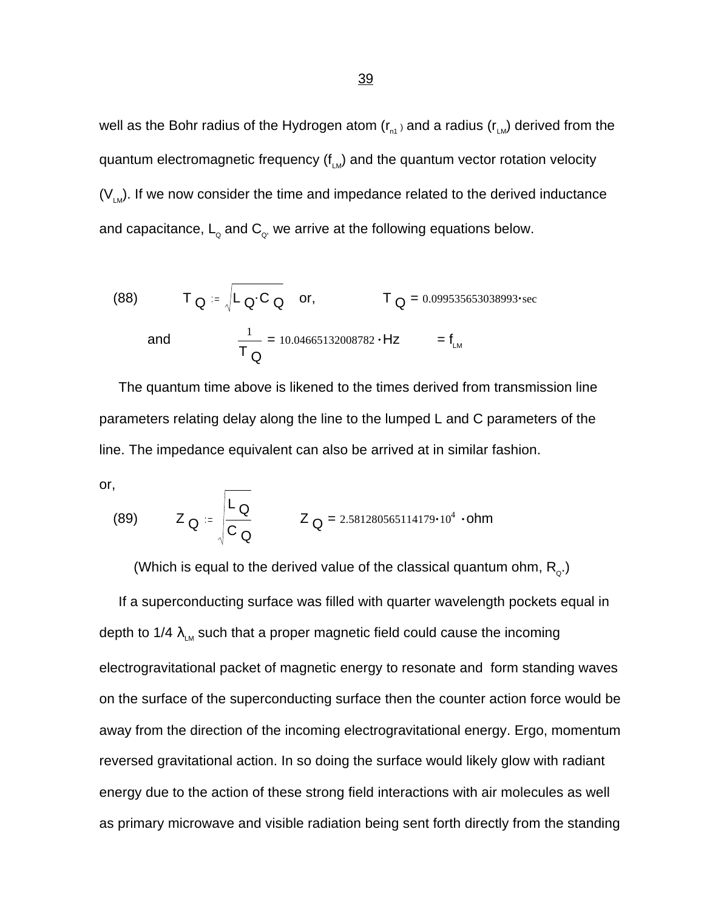well as the Bohr radius of the Hydrogen atom ($r_{n1}$) and a radius ($r_{LM}$) derived from the quantum electromagnetic frequency ($f_{LM}$) and the quantum vector rotation velocity ($V_{LM}$). If we now consider the time and impedance related to the derived inductance and capacitance, $L_Q$ and $C_Q$, we arrive at the following equations below.

(88) $$T_Q := \sqrt{L_Q \cdot C_Q} \quad \text{or,} \qquad T_Q = 0.099535653038993 \cdot \text{sec}$$

and $$\frac{1}{T_Q} = 10.04665132008782 \cdot \text{Hz} \qquad = f_{LM}$$

The quantum time above is likened to the times derived from transmission line parameters relating delay along the line to the lumped L and C parameters of the line. The impedance equivalent can also be arrived at in similar fashion.

or,

(89) $$Z_Q := \sqrt{\frac{L_Q}{C_Q}} \qquad Z_Q = 2.581280565114179 \cdot 10^4 \cdot \text{ohm}$$

(Which is equal to the derived value of the classical quantum ohm, $R_Q$.)

If a superconducting surface was filled with quarter wavelength pockets equal in depth to 1/4 $\lambda_{LM}$ such that a proper magnetic field could cause the incoming electrogravitational packet of magnetic energy to resonate and form standing waves on the surface of the superconducting surface then the counter action force would be away from the direction of the incoming electrogravitational energy. Ergo, momentum reversed gravitational action. In so doing the surface would likely glow with radiant energy due to the action of these strong field interactions with air molecules as well as primary microwave and visible radiation being sent forth directly from the standing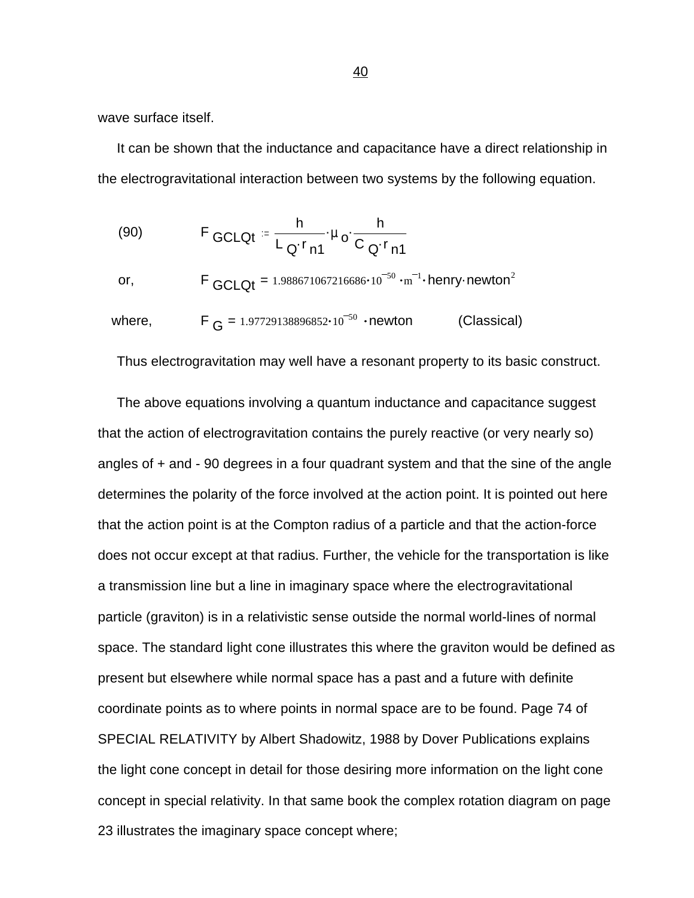wave surface itself.

It can be shown that the inductance and capacitance have a direct relationship in the electrogravitational interaction between two systems by the following equation.

$$(90) \qquad F_{GCLQt} := \frac{h}{L_Q \cdot r_{n1}} \cdot \mu_o \cdot \frac{h}{C_Q \cdot r_{n1}}$$

or, $\quad F_{GCLQt} = 1.988671067216686 \cdot 10^{-50} \cdot m^{-1} \cdot \text{henry} \cdot \text{newton}^2$

where, $\quad F_G = 1.97729138896852 \cdot 10^{-50} \cdot \text{newton} \qquad$ (Classical)

Thus electrogravitation may well have a resonant property to its basic construct.

The above equations involving a quantum inductance and capacitance suggest that the action of electrogravitation contains the purely reactive (or very nearly so) angles of + and - 90 degrees in a four quadrant system and that the sine of the angle determines the polarity of the force involved at the action point. It is pointed out here that the action point is at the Compton radius of a particle and that the action-force does not occur except at that radius. Further, the vehicle for the transportation is like a transmission line but a line in imaginary space where the electrogravitational particle (graviton) is in a relativistic sense outside the normal world-lines of normal space. The standard light cone illustrates this where the graviton would be defined as present but elsewhere while normal space has a past and a future with definite coordinate points as to where points in normal space are to be found. Page 74 of SPECIAL RELATIVITY by Albert Shadowitz, 1988 by Dover Publications explains the light cone concept in detail for those desiring more information on the light cone concept in special relativity. In that same book the complex rotation diagram on page 23 illustrates the imaginary space concept where;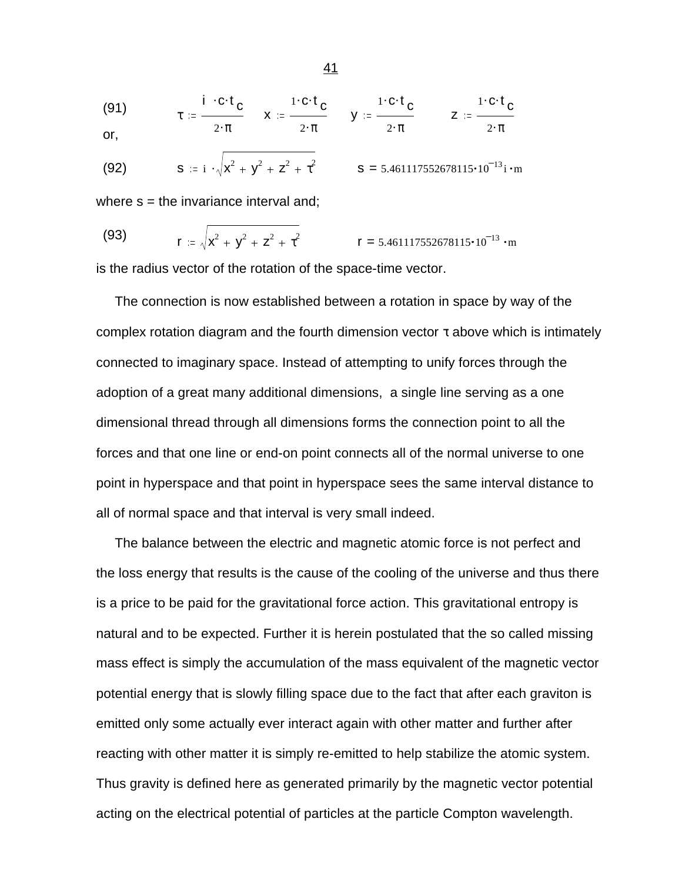(91) $\tau := \frac{i \cdot c \cdot t_c}{2 \cdot \pi}$ $\quad x := \frac{1 \cdot c \cdot t_c}{2 \cdot \pi}$ $\quad y := \frac{1 \cdot c \cdot t_c}{2 \cdot \pi}$ $\quad z := \frac{1 \cdot c \cdot t_c}{2 \cdot \pi}$

or,

(92) $s := i \cdot \sqrt{x^2 + y^2 + z^2 + \tau^2}$ $\qquad s = 5.461117552678115 \cdot 10^{-13} i \cdot m$

where s = the invariance interval and;

(93) $r := \sqrt{x^2 + y^2 + z^2 + \tau^2}$ $\qquad r = 5.461117552678115 \cdot 10^{-13} \cdot m$

is the radius vector of the rotation of the space-time vector.

The connection is now established between a rotation in space by way of the complex rotation diagram and the fourth dimension vector τ above which is intimately connected to imaginary space. Instead of attempting to unify forces through the adoption of a great many additional dimensions, a single line serving as a one dimensional thread through all dimensions forms the connection point to all the forces and that one line or end-on point connects all of the normal universe to one point in hyperspace and that point in hyperspace sees the same interval distance to all of normal space and that interval is very small indeed.

The balance between the electric and magnetic atomic force is not perfect and the loss energy that results is the cause of the cooling of the universe and thus there is a price to be paid for the gravitational force action. This gravitational entropy is natural and to be expected. Further it is herein postulated that the so called missing mass effect is simply the accumulation of the mass equivalent of the magnetic vector potential energy that is slowly filling space due to the fact that after each graviton is emitted only some actually ever interact again with other matter and further after reacting with other matter it is simply re-emitted to help stabilize the atomic system. Thus gravity is defined here as generated primarily by the magnetic vector potential acting on the electrical potential of particles at the particle Compton wavelength.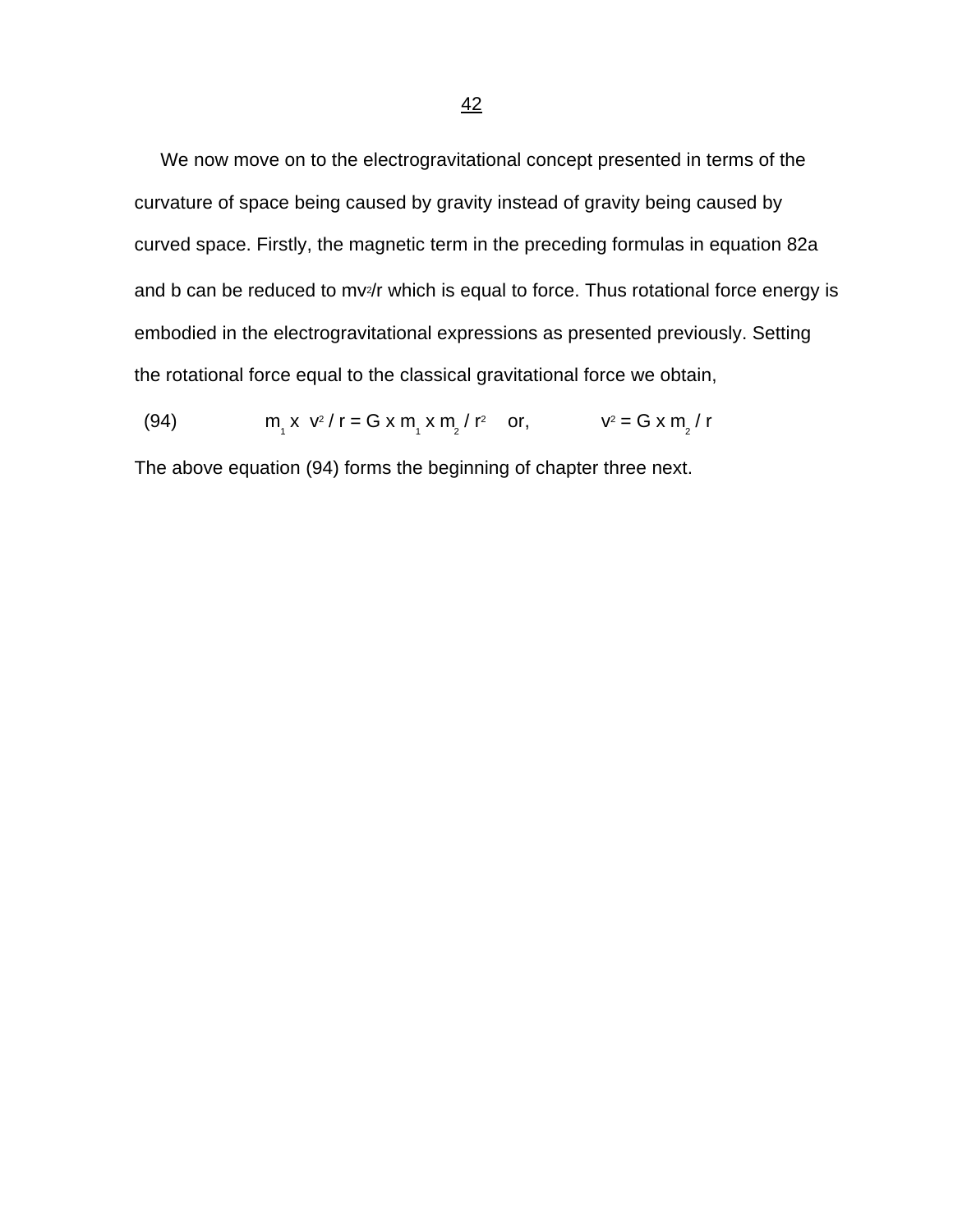We now move on to the electrogravitational concept presented in terms of the curvature of space being caused by gravity instead of gravity being caused by curved space. Firstly, the magnetic term in the preceding formulas in equation 82a and b can be reduced to $mv^2/r$ which is equal to force. Thus rotational force energy is embodied in the electrogravitational expressions as presented previously. Setting the rotational force equal to the classical gravitational force we obtain,

(94) $m_1 \times v^2 / r = G \times m_1 \times m_2 / r^2$ or, $v^2 = G \times m_2 / r$

The above equation (94) forms the beginning of chapter three next.